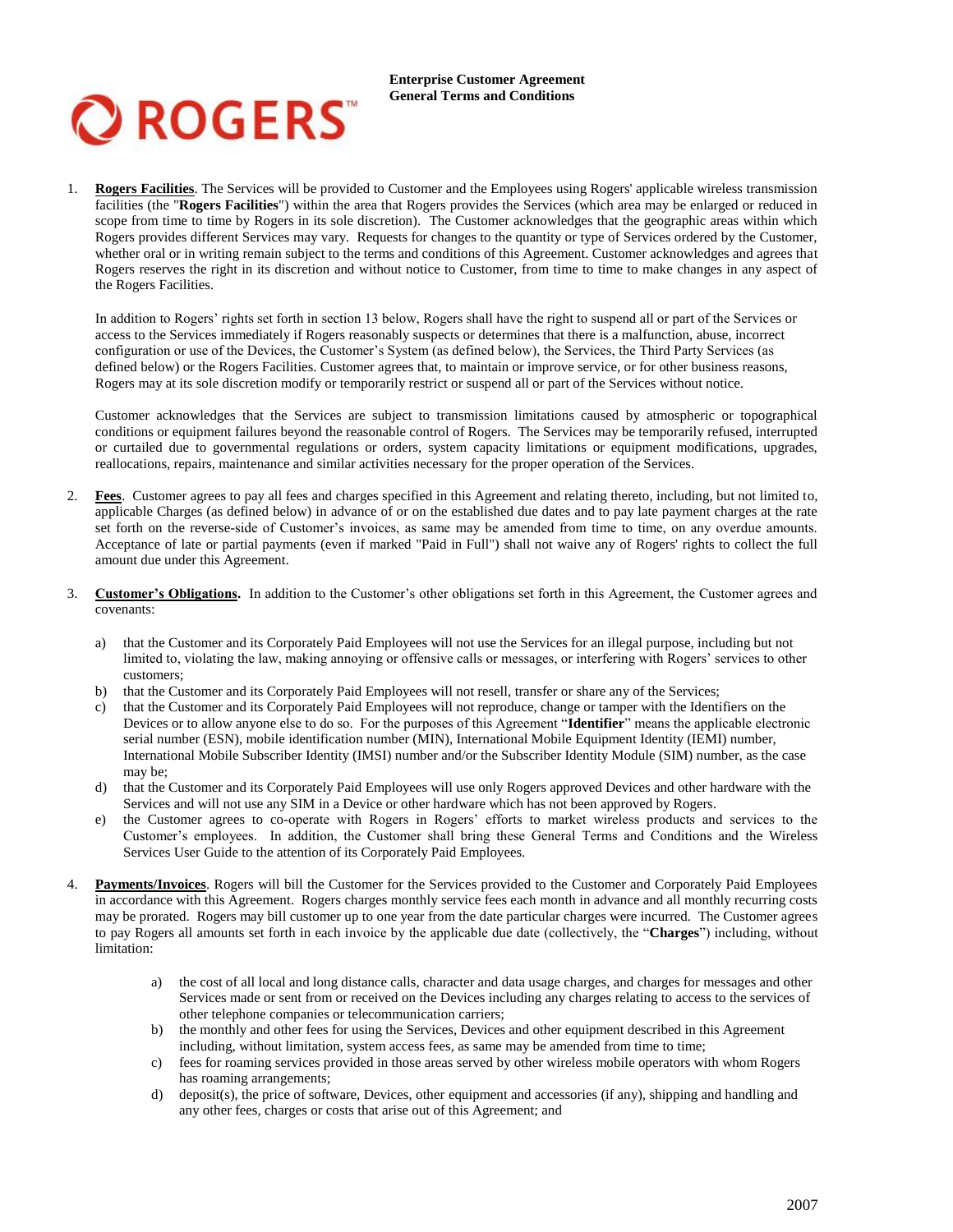**Enterprise Customer Agreement**
**General Terms and Conditions**

1. **Rogers Facilities**. The Services will be provided to Customer and the Employees using Rogers' applicable wireless transmission facilities (the "**Rogers Facilities**") within the area that Rogers provides the Services (which area may be enlarged or reduced in scope from time to time by Rogers in its sole discretion). The Customer acknowledges that the geographic areas within which Rogers provides different Services may vary. Requests for changes to the quantity or type of Services ordered by the Customer, whether oral or in writing remain subject to the terms and conditions of this Agreement. Customer acknowledges and agrees that Rogers reserves the right in its discretion and without notice to Customer, from time to time to make changes in any aspect of the Rogers Facilities.

   In addition to Rogers' rights set forth in section 13 below, Rogers shall have the right to suspend all or part of the Services or access to the Services immediately if Rogers reasonably suspects or determines that there is a malfunction, abuse, incorrect configuration or use of the Devices, the Customer's System (as defined below), the Services, the Third Party Services (as defined below) or the Rogers Facilities. Customer agrees that, to maintain or improve service, or for other business reasons, Rogers may at its sole discretion modify or temporarily restrict or suspend all or part of the Services without notice.

   Customer acknowledges that the Services are subject to transmission limitations caused by atmospheric or topographical conditions or equipment failures beyond the reasonable control of Rogers. The Services may be temporarily refused, interrupted or curtailed due to governmental regulations or orders, system capacity limitations or equipment modifications, upgrades, reallocations, repairs, maintenance and similar activities necessary for the proper operation of the Services.

2. **Fees**. Customer agrees to pay all fees and charges specified in this Agreement and relating thereto, including, but not limited to, applicable Charges (as defined below) in advance of or on the established due dates and to pay late payment charges at the rate set forth on the reverse-side of Customer's invoices, as same may be amended from time to time, on any overdue amounts. Acceptance of late or partial payments (even if marked "Paid in Full") shall not waive any of Rogers' rights to collect the full amount due under this Agreement.

3. **Customer's Obligations.** In addition to the Customer's other obligations set forth in this Agreement, the Customer agrees and covenants:

   a) that the Customer and its Corporately Paid Employees will not use the Services for an illegal purpose, including but not limited to, violating the law, making annoying or offensive calls or messages, or interfering with Rogers' services to other customers;
   b) that the Customer and its Corporately Paid Employees will not resell, transfer or share any of the Services;
   c) that the Customer and its Corporately Paid Employees will not reproduce, change or tamper with the Identifiers on the Devices or to allow anyone else to do so. For the purposes of this Agreement "**Identifier**" means the applicable electronic serial number (ESN), mobile identification number (MIN), International Mobile Equipment Identity (IEMI) number, International Mobile Subscriber Identity (IMSI) number and/or the Subscriber Identity Module (SIM) number, as the case may be;
   d) that the Customer and its Corporately Paid Employees will use only Rogers approved Devices and other hardware with the Services and will not use any SIM in a Device or other hardware which has not been approved by Rogers.
   e) the Customer agrees to co-operate with Rogers in Rogers' efforts to market wireless products and services to the Customer's employees. In addition, the Customer shall bring these General Terms and Conditions and the Wireless Services User Guide to the attention of its Corporately Paid Employees.

4. **Payments/Invoices**. Rogers will bill the Customer for the Services provided to the Customer and Corporately Paid Employees in accordance with this Agreement. Rogers charges monthly service fees each month in advance and all monthly recurring costs may be prorated. Rogers may bill customer up to one year from the date particular charges were incurred. The Customer agrees to pay Rogers all amounts set forth in each invoice by the applicable due date (collectively, the "**Charges**") including, without limitation:

   a) the cost of all local and long distance calls, character and data usage charges, and charges for messages and other Services made or sent from or received on the Devices including any charges relating to access to the services of other telephone companies or telecommunication carriers;
   b) the monthly and other fees for using the Services, Devices and other equipment described in this Agreement including, without limitation, system access fees, as same may be amended from time to time;
   c) fees for roaming services provided in those areas served by other wireless mobile operators with whom Rogers has roaming arrangements;
   d) deposit(s), the price of software, Devices, other equipment and accessories (if any), shipping and handling and any other fees, charges or costs that arise out of this Agreement; and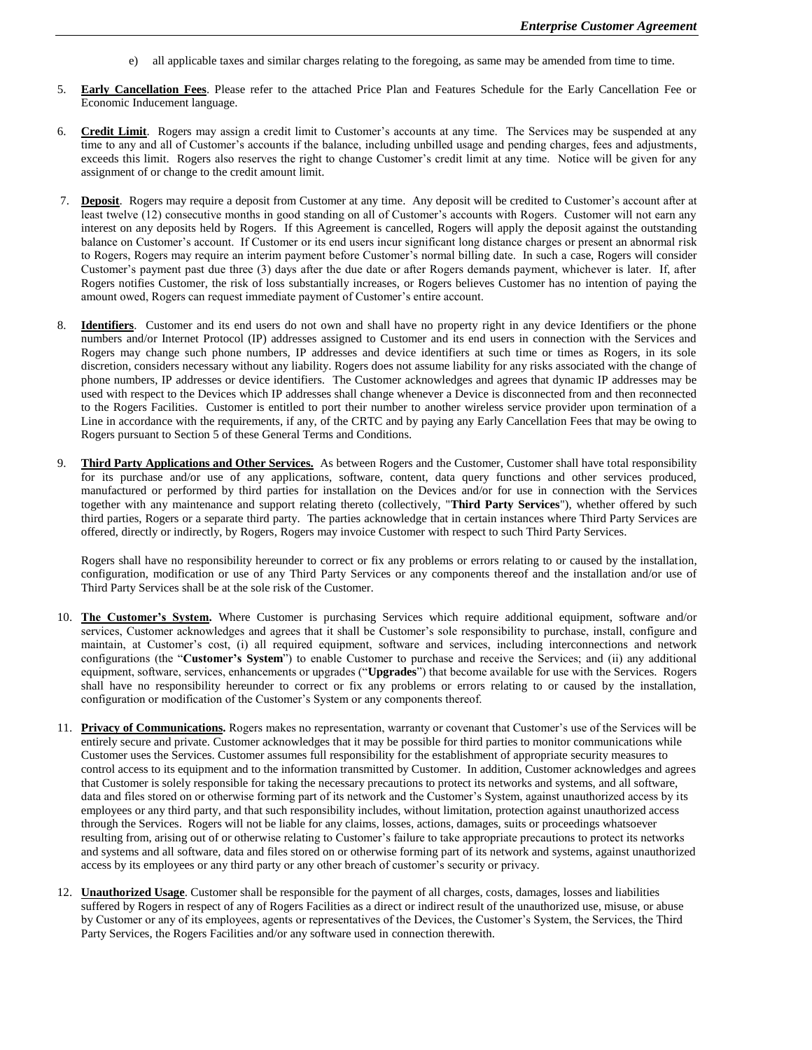e) all applicable taxes and similar charges relating to the foregoing, as same may be amended from time to time.

5. **Early Cancellation Fees**. Please refer to the attached Price Plan and Features Schedule for the Early Cancellation Fee or Economic Inducement language.

6. **Credit Limit**. Rogers may assign a credit limit to Customer's accounts at any time. The Services may be suspended at any time to any and all of Customer's accounts if the balance, including unbilled usage and pending charges, fees and adjustments, exceeds this limit. Rogers also reserves the right to change Customer's credit limit at any time. Notice will be given for any assignment of or change to the credit amount limit.

7. **Deposit**. Rogers may require a deposit from Customer at any time. Any deposit will be credited to Customer's account after at least twelve (12) consecutive months in good standing on all of Customer's accounts with Rogers. Customer will not earn any interest on any deposits held by Rogers. If this Agreement is cancelled, Rogers will apply the deposit against the outstanding balance on Customer's account. If Customer or its end users incur significant long distance charges or present an abnormal risk to Rogers, Rogers may require an interim payment before Customer's normal billing date. In such a case, Rogers will consider Customer's payment past due three (3) days after the due date or after Rogers demands payment, whichever is later. If, after Rogers notifies Customer, the risk of loss substantially increases, or Rogers believes Customer has no intention of paying the amount owed, Rogers can request immediate payment of Customer's entire account.

8. **Identifiers**. Customer and its end users do not own and shall have no property right in any device Identifiers or the phone numbers and/or Internet Protocol (IP) addresses assigned to Customer and its end users in connection with the Services and Rogers may change such phone numbers, IP addresses and device identifiers at such time or times as Rogers, in its sole discretion, considers necessary without any liability. Rogers does not assume liability for any risks associated with the change of phone numbers, IP addresses or device identifiers. The Customer acknowledges and agrees that dynamic IP addresses may be used with respect to the Devices which IP addresses shall change whenever a Device is disconnected from and then reconnected to the Rogers Facilities. Customer is entitled to port their number to another wireless service provider upon termination of a Line in accordance with the requirements, if any, of the CRTC and by paying any Early Cancellation Fees that may be owing to Rogers pursuant to Section 5 of these General Terms and Conditions.

9. **Third Party Applications and Other Services.** As between Rogers and the Customer, Customer shall have total responsibility for its purchase and/or use of any applications, software, content, data query functions and other services produced, manufactured or performed by third parties for installation on the Devices and/or for use in connection with the Services together with any maintenance and support relating thereto (collectively, "**Third Party Services**"), whether offered by such third parties, Rogers or a separate third party. The parties acknowledge that in certain instances where Third Party Services are offered, directly or indirectly, by Rogers, Rogers may invoice Customer with respect to such Third Party Services.

   Rogers shall have no responsibility hereunder to correct or fix any problems or errors relating to or caused by the installation, configuration, modification or use of any Third Party Services or any components thereof and the installation and/or use of Third Party Services shall be at the sole risk of the Customer.

10. **The Customer's System.** Where Customer is purchasing Services which require additional equipment, software and/or services, Customer acknowledges and agrees that it shall be Customer's sole responsibility to purchase, install, configure and maintain, at Customer's cost, (i) all required equipment, software and services, including interconnections and network configurations (the "**Customer's System**") to enable Customer to purchase and receive the Services; and (ii) any additional equipment, software, services, enhancements or upgrades ("**Upgrades**") that become available for use with the Services. Rogers shall have no responsibility hereunder to correct or fix any problems or errors relating to or caused by the installation, configuration or modification of the Customer's System or any components thereof.

11. **Privacy of Communications.** Rogers makes no representation, warranty or covenant that Customer's use of the Services will be entirely secure and private. Customer acknowledges that it may be possible for third parties to monitor communications while Customer uses the Services. Customer assumes full responsibility for the establishment of appropriate security measures to control access to its equipment and to the information transmitted by Customer. In addition, Customer acknowledges and agrees that Customer is solely responsible for taking the necessary precautions to protect its networks and systems, and all software, data and files stored on or otherwise forming part of its network and the Customer's System, against unauthorized access by its employees or any third party, and that such responsibility includes, without limitation, protection against unauthorized access through the Services. Rogers will not be liable for any claims, losses, actions, damages, suits or proceedings whatsoever resulting from, arising out of or otherwise relating to Customer's failure to take appropriate precautions to protect its networks and systems and all software, data and files stored on or otherwise forming part of its network and systems, against unauthorized access by its employees or any third party or any other breach of customer's security or privacy.

12. **Unauthorized Usage**. Customer shall be responsible for the payment of all charges, costs, damages, losses and liabilities suffered by Rogers in respect of any of Rogers Facilities as a direct or indirect result of the unauthorized use, misuse, or abuse by Customer or any of its employees, agents or representatives of the Devices, the Customer's System, the Services, the Third Party Services, the Rogers Facilities and/or any software used in connection therewith.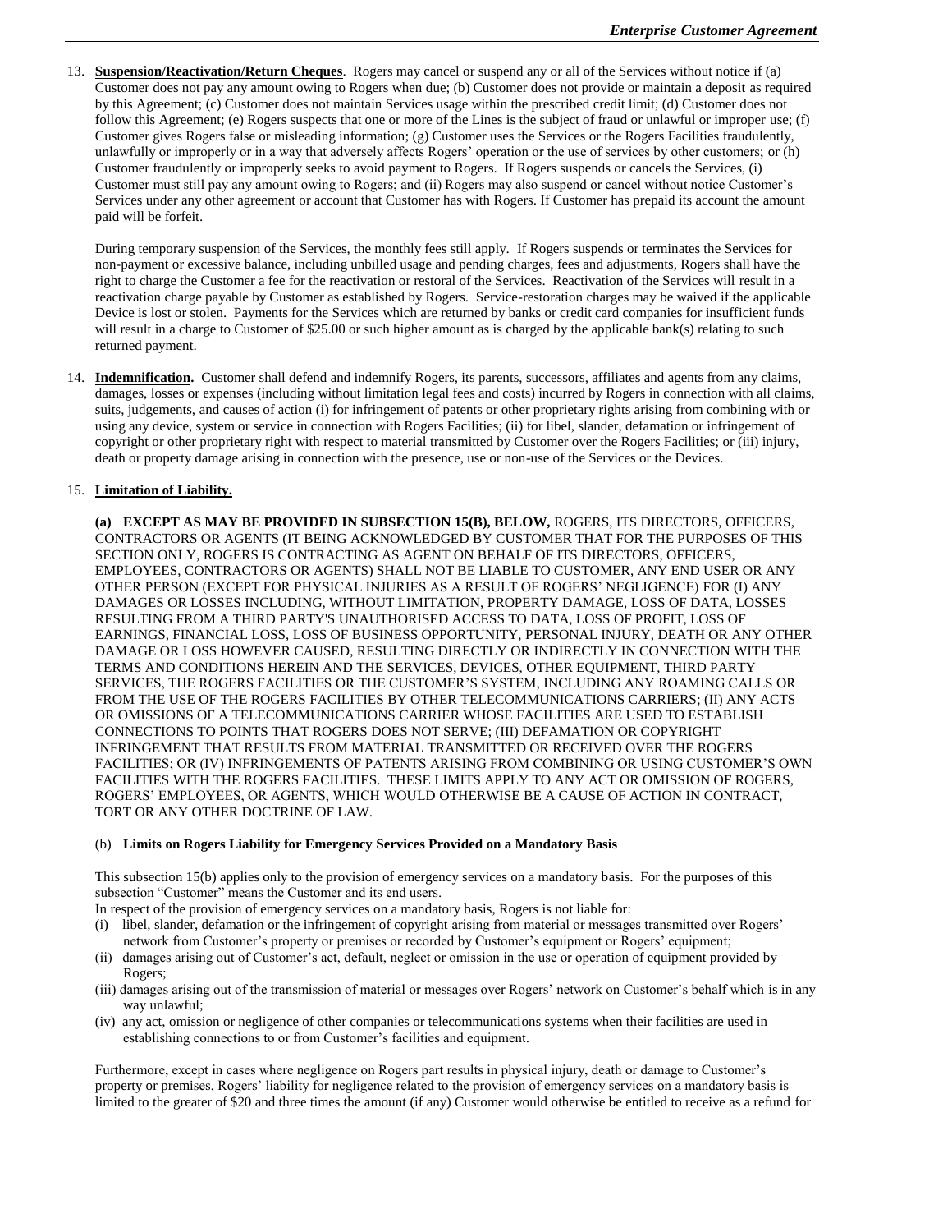13. **Suspension/Reactivation/Return Cheques**. Rogers may cancel or suspend any or all of the Services without notice if (a) Customer does not pay any amount owing to Rogers when due; (b) Customer does not provide or maintain a deposit as required by this Agreement; (c) Customer does not maintain Services usage within the prescribed credit limit; (d) Customer does not follow this Agreement; (e) Rogers suspects that one or more of the Lines is the subject of fraud or unlawful or improper use; (f) Customer gives Rogers false or misleading information; (g) Customer uses the Services or the Rogers Facilities fraudulently, unlawfully or improperly or in a way that adversely affects Rogers' operation or the use of services by other customers; or (h) Customer fraudulently or improperly seeks to avoid payment to Rogers. If Rogers suspends or cancels the Services, (i) Customer must still pay any amount owing to Rogers; and (ii) Rogers may also suspend or cancel without notice Customer's Services under any other agreement or account that Customer has with Rogers. If Customer has prepaid its account the amount paid will be forfeit.

    During temporary suspension of the Services, the monthly fees still apply. If Rogers suspends or terminates the Services for non-payment or excessive balance, including unbilled usage and pending charges, fees and adjustments, Rogers shall have the right to charge the Customer a fee for the reactivation or restoral of the Services. Reactivation of the Services will result in a reactivation charge payable by Customer as established by Rogers. Service-restoration charges may be waived if the applicable Device is lost or stolen. Payments for the Services which are returned by banks or credit card companies for insufficient funds will result in a charge to Customer of $25.00 or such higher amount as is charged by the applicable bank(s) relating to such returned payment.

14. **Indemnification.** Customer shall defend and indemnify Rogers, its parents, successors, affiliates and agents from any claims, damages, losses or expenses (including without limitation legal fees and costs) incurred by Rogers in connection with all claims, suits, judgements, and causes of action (i) for infringement of patents or other proprietary rights arising from combining with or using any device, system or service in connection with Rogers Facilities; (ii) for libel, slander, defamation or infringement of copyright or other proprietary right with respect to material transmitted by Customer over the Rogers Facilities; or (iii) injury, death or property damage arising in connection with the presence, use or non-use of the Services or the Devices.

15. **Limitation of Liability.**

    **(a) EXCEPT AS MAY BE PROVIDED IN SUBSECTION 15(B), BELOW,** ROGERS, ITS DIRECTORS, OFFICERS, CONTRACTORS OR AGENTS (IT BEING ACKNOWLEDGED BY CUSTOMER THAT FOR THE PURPOSES OF THIS SECTION ONLY, ROGERS IS CONTRACTING AS AGENT ON BEHALF OF ITS DIRECTORS, OFFICERS, EMPLOYEES, CONTRACTORS OR AGENTS) SHALL NOT BE LIABLE TO CUSTOMER, ANY END USER OR ANY OTHER PERSON (EXCEPT FOR PHYSICAL INJURIES AS A RESULT OF ROGERS' NEGLIGENCE) FOR (I) ANY DAMAGES OR LOSSES INCLUDING, WITHOUT LIMITATION, PROPERTY DAMAGE, LOSS OF DATA, LOSSES RESULTING FROM A THIRD PARTY'S UNAUTHORISED ACCESS TO DATA, LOSS OF PROFIT, LOSS OF EARNINGS, FINANCIAL LOSS, LOSS OF BUSINESS OPPORTUNITY, PERSONAL INJURY, DEATH OR ANY OTHER DAMAGE OR LOSS HOWEVER CAUSED, RESULTING DIRECTLY OR INDIRECTLY IN CONNECTION WITH THE TERMS AND CONDITIONS HEREIN AND THE SERVICES, DEVICES, OTHER EQUIPMENT, THIRD PARTY SERVICES, THE ROGERS FACILITIES OR THE CUSTOMER'S SYSTEM, INCLUDING ANY ROAMING CALLS OR FROM THE USE OF THE ROGERS FACILITIES BY OTHER TELECOMMUNICATIONS CARRIERS; (II) ANY ACTS OR OMISSIONS OF A TELECOMMUNICATIONS CARRIER WHOSE FACILITIES ARE USED TO ESTABLISH CONNECTIONS TO POINTS THAT ROGERS DOES NOT SERVE; (III) DEFAMATION OR COPYRIGHT INFRINGEMENT THAT RESULTS FROM MATERIAL TRANSMITTED OR RECEIVED OVER THE ROGERS FACILITIES; OR (IV) INFRINGEMENTS OF PATENTS ARISING FROM COMBINING OR USING CUSTOMER'S OWN FACILITIES WITH THE ROGERS FACILITIES. THESE LIMITS APPLY TO ANY ACT OR OMISSION OF ROGERS, ROGERS' EMPLOYEES, OR AGENTS, WHICH WOULD OTHERWISE BE A CAUSE OF ACTION IN CONTRACT, TORT OR ANY OTHER DOCTRINE OF LAW.

    (b) **Limits on Rogers Liability for Emergency Services Provided on a Mandatory Basis**

    This subsection 15(b) applies only to the provision of emergency services on a mandatory basis. For the purposes of this subsection "Customer" means the Customer and its end users.
    In respect of the provision of emergency services on a mandatory basis, Rogers is not liable for:

    (i) libel, slander, defamation or the infringement of copyright arising from material or messages transmitted over Rogers' network from Customer's property or premises or recorded by Customer's equipment or Rogers' equipment;
    (ii) damages arising out of Customer's act, default, neglect or omission in the use or operation of equipment provided by Rogers;
    (iii) damages arising out of the transmission of material or messages over Rogers' network on Customer's behalf which is in any way unlawful;
    (iv) any act, omission or negligence of other companies or telecommunications systems when their facilities are used in establishing connections to or from Customer's facilities and equipment.

    Furthermore, except in cases where negligence on Rogers part results in physical injury, death or damage to Customer's property or premises, Rogers' liability for negligence related to the provision of emergency services on a mandatory basis is limited to the greater of $20 and three times the amount (if any) Customer would otherwise be entitled to receive as a refund for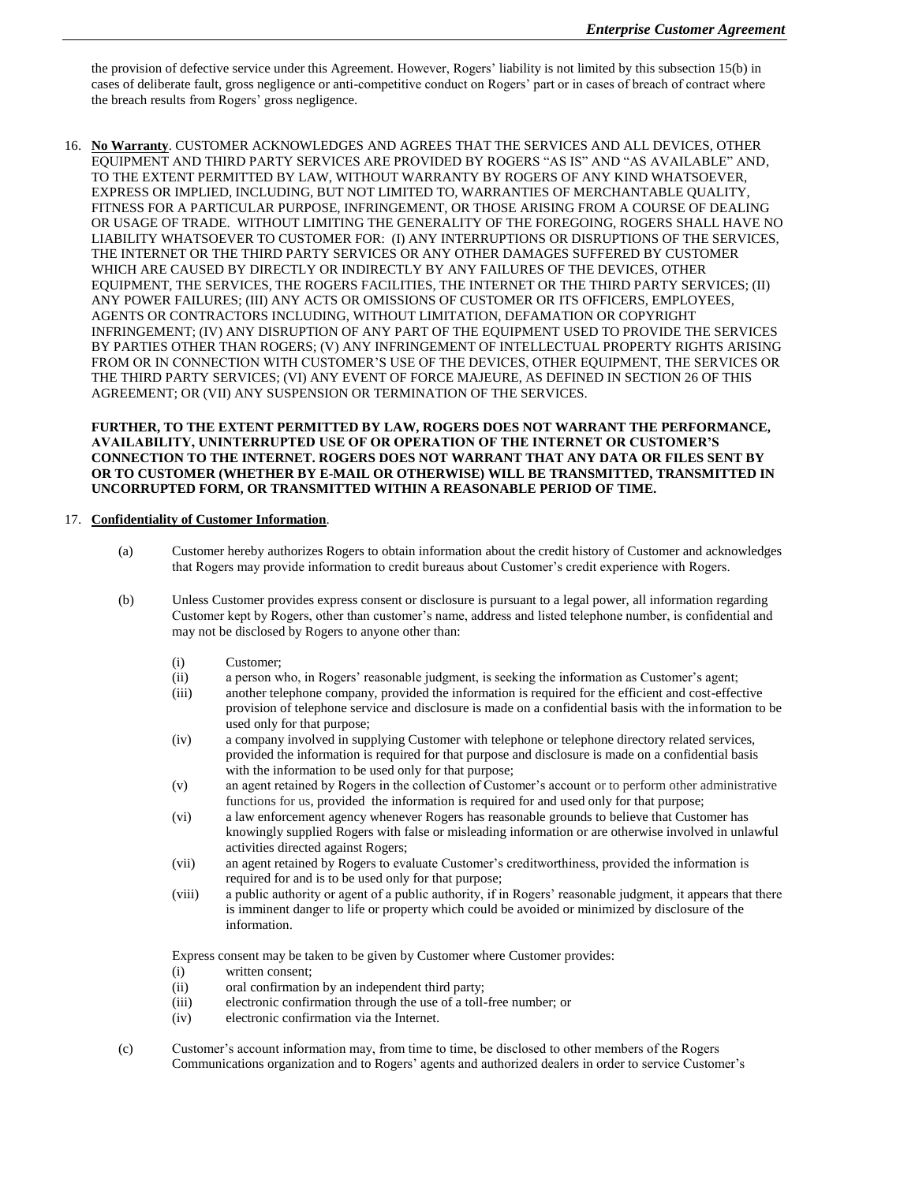the provision of defective service under this Agreement. However, Rogers' liability is not limited by this subsection 15(b) in cases of deliberate fault, gross negligence or anti-competitive conduct on Rogers' part or in cases of breach of contract where the breach results from Rogers' gross negligence.

16. **No Warranty**. CUSTOMER ACKNOWLEDGES AND AGREES THAT THE SERVICES AND ALL DEVICES, OTHER EQUIPMENT AND THIRD PARTY SERVICES ARE PROVIDED BY ROGERS "AS IS" AND "AS AVAILABLE" AND, TO THE EXTENT PERMITTED BY LAW, WITHOUT WARRANTY BY ROGERS OF ANY KIND WHATSOEVER, EXPRESS OR IMPLIED, INCLUDING, BUT NOT LIMITED TO, WARRANTIES OF MERCHANTABLE QUALITY, FITNESS FOR A PARTICULAR PURPOSE, INFRINGEMENT, OR THOSE ARISING FROM A COURSE OF DEALING OR USAGE OF TRADE. WITHOUT LIMITING THE GENERALITY OF THE FOREGOING, ROGERS SHALL HAVE NO LIABILITY WHATSOEVER TO CUSTOMER FOR: (I) ANY INTERRUPTIONS OR DISRUPTIONS OF THE SERVICES, THE INTERNET OR THE THIRD PARTY SERVICES OR ANY OTHER DAMAGES SUFFERED BY CUSTOMER WHICH ARE CAUSED BY DIRECTLY OR INDIRECTLY BY ANY FAILURES OF THE DEVICES, OTHER EQUIPMENT, THE SERVICES, THE ROGERS FACILITIES, THE INTERNET OR THE THIRD PARTY SERVICES; (II) ANY POWER FAILURES; (III) ANY ACTS OR OMISSIONS OF CUSTOMER OR ITS OFFICERS, EMPLOYEES, AGENTS OR CONTRACTORS INCLUDING, WITHOUT LIMITATION, DEFAMATION OR COPYRIGHT INFRINGEMENT; (IV) ANY DISRUPTION OF ANY PART OF THE EQUIPMENT USED TO PROVIDE THE SERVICES BY PARTIES OTHER THAN ROGERS; (V) ANY INFRINGEMENT OF INTELLECTUAL PROPERTY RIGHTS ARISING FROM OR IN CONNECTION WITH CUSTOMER'S USE OF THE DEVICES, OTHER EQUIPMENT, THE SERVICES OR THE THIRD PARTY SERVICES; (VI) ANY EVENT OF FORCE MAJEURE, AS DEFINED IN SECTION 26 OF THIS AGREEMENT; OR (VII) ANY SUSPENSION OR TERMINATION OF THE SERVICES.

    **FURTHER, TO THE EXTENT PERMITTED BY LAW, ROGERS DOES NOT WARRANT THE PERFORMANCE, AVAILABILITY, UNINTERRUPTED USE OF OR OPERATION OF THE INTERNET OR CUSTOMER'S CONNECTION TO THE INTERNET. ROGERS DOES NOT WARRANT THAT ANY DATA OR FILES SENT BY OR TO CUSTOMER (WHETHER BY E-MAIL OR OTHERWISE) WILL BE TRANSMITTED, TRANSMITTED IN UNCORRUPTED FORM, OR TRANSMITTED WITHIN A REASONABLE PERIOD OF TIME.**

17. **Confidentiality of Customer Information**.

    (a) Customer hereby authorizes Rogers to obtain information about the credit history of Customer and acknowledges that Rogers may provide information to credit bureaus about Customer's credit experience with Rogers.

    (b) Unless Customer provides express consent or disclosure is pursuant to a legal power, all information regarding Customer kept by Rogers, other than customer's name, address and listed telephone number, is confidential and may not be disclosed by Rogers to anyone other than:

    (i) Customer;
    (ii) a person who, in Rogers' reasonable judgment, is seeking the information as Customer's agent;
    (iii) another telephone company, provided the information is required for the efficient and cost-effective provision of telephone service and disclosure is made on a confidential basis with the information to be used only for that purpose;
    (iv) a company involved in supplying Customer with telephone or telephone directory related services, provided the information is required for that purpose and disclosure is made on a confidential basis with the information to be used only for that purpose;
    (v) an agent retained by Rogers in the collection of Customer's account or to perform other administrative functions for us, provided the information is required for and used only for that purpose;
    (vi) a law enforcement agency whenever Rogers has reasonable grounds to believe that Customer has knowingly supplied Rogers with false or misleading information or are otherwise involved in unlawful activities directed against Rogers;
    (vii) an agent retained by Rogers to evaluate Customer's creditworthiness, provided the information is required for and is to be used only for that purpose;
    (viii) a public authority or agent of a public authority, if in Rogers' reasonable judgment, it appears that there is imminent danger to life or property which could be avoided or minimized by disclosure of the information.

    Express consent may be taken to be given by Customer where Customer provides:
    (i) written consent;
    (ii) oral confirmation by an independent third party;
    (iii) electronic confirmation through the use of a toll-free number; or
    (iv) electronic confirmation via the Internet.

    (c) Customer's account information may, from time to time, be disclosed to other members of the Rogers Communications organization and to Rogers' agents and authorized dealers in order to service Customer's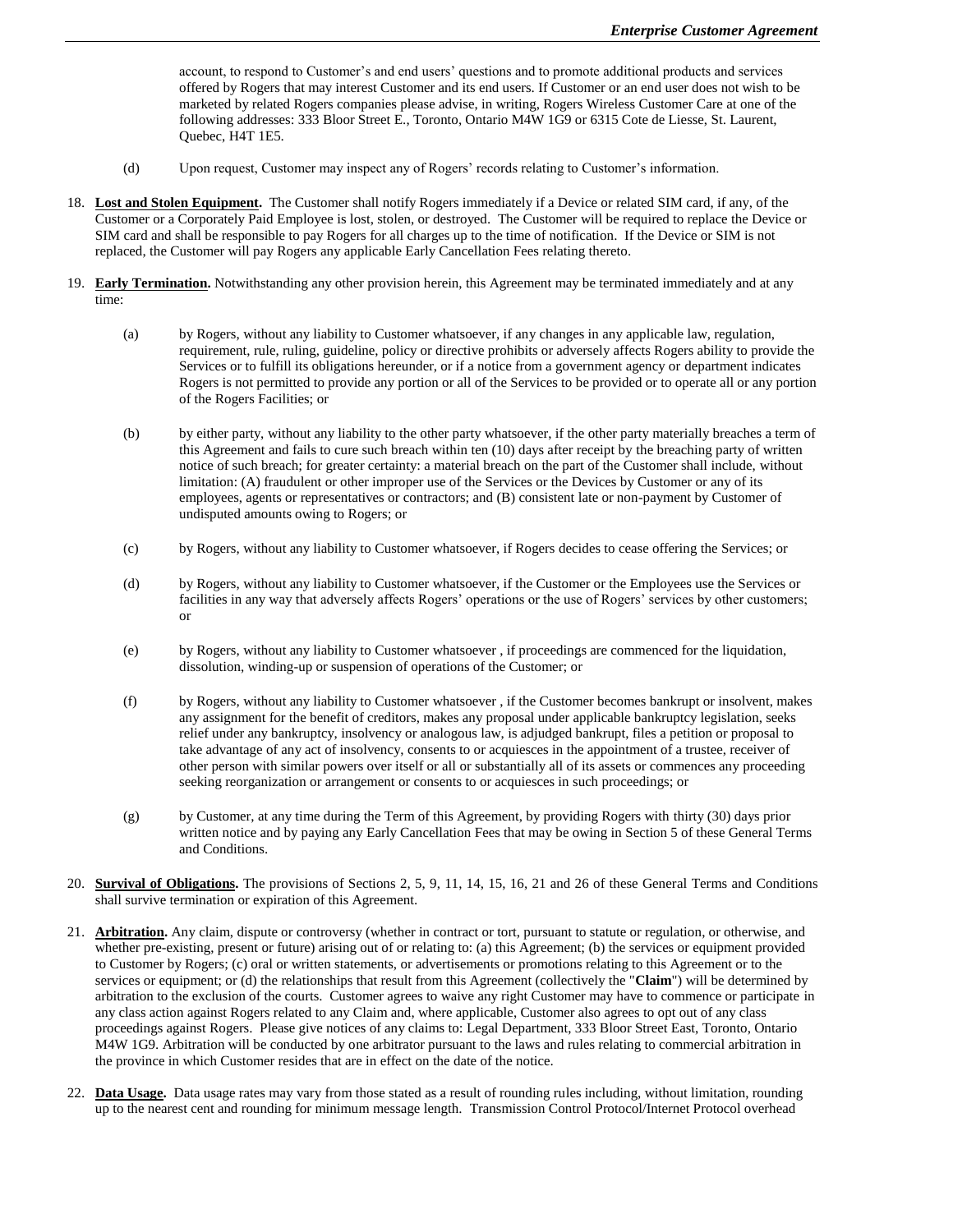account, to respond to Customer's and end users' questions and to promote additional products and services offered by Rogers that may interest Customer and its end users. If Customer or an end user does not wish to be marketed by related Rogers companies please advise, in writing, Rogers Wireless Customer Care at one of the following addresses: 333 Bloor Street E., Toronto, Ontario M4W 1G9 or 6315 Cote de Liesse, St. Laurent, Quebec, H4T 1E5.

(d) Upon request, Customer may inspect any of Rogers' records relating to Customer's information.

18. **Lost and Stolen Equipment.** The Customer shall notify Rogers immediately if a Device or related SIM card, if any, of the Customer or a Corporately Paid Employee is lost, stolen, or destroyed. The Customer will be required to replace the Device or SIM card and shall be responsible to pay Rogers for all charges up to the time of notification. If the Device or SIM is not replaced, the Customer will pay Rogers any applicable Early Cancellation Fees relating thereto.

19. **Early Termination.** Notwithstanding any other provision herein, this Agreement may be terminated immediately and at any time:

(a) by Rogers, without any liability to Customer whatsoever, if any changes in any applicable law, regulation, requirement, rule, ruling, guideline, policy or directive prohibits or adversely affects Rogers ability to provide the Services or to fulfill its obligations hereunder, or if a notice from a government agency or department indicates Rogers is not permitted to provide any portion or all of the Services to be provided or to operate all or any portion of the Rogers Facilities; or

(b) by either party, without any liability to the other party whatsoever, if the other party materially breaches a term of this Agreement and fails to cure such breach within ten (10) days after receipt by the breaching party of written notice of such breach; for greater certainty: a material breach on the part of the Customer shall include, without limitation: (A) fraudulent or other improper use of the Services or the Devices by Customer or any of its employees, agents or representatives or contractors; and (B) consistent late or non-payment by Customer of undisputed amounts owing to Rogers; or

(c) by Rogers, without any liability to Customer whatsoever, if Rogers decides to cease offering the Services; or

(d) by Rogers, without any liability to Customer whatsoever, if the Customer or the Employees use the Services or facilities in any way that adversely affects Rogers' operations or the use of Rogers' services by other customers; or

(e) by Rogers, without any liability to Customer whatsoever , if proceedings are commenced for the liquidation, dissolution, winding-up or suspension of operations of the Customer; or

(f) by Rogers, without any liability to Customer whatsoever , if the Customer becomes bankrupt or insolvent, makes any assignment for the benefit of creditors, makes any proposal under applicable bankruptcy legislation, seeks relief under any bankruptcy, insolvency or analogous law, is adjudged bankrupt, files a petition or proposal to take advantage of any act of insolvency, consents to or acquiesces in the appointment of a trustee, receiver of other person with similar powers over itself or all or substantially all of its assets or commences any proceeding seeking reorganization or arrangement or consents to or acquiesces in such proceedings; or

(g) by Customer, at any time during the Term of this Agreement, by providing Rogers with thirty (30) days prior written notice and by paying any Early Cancellation Fees that may be owing in Section 5 of these General Terms and Conditions.

20. **Survival of Obligations.** The provisions of Sections 2, 5, 9, 11, 14, 15, 16, 21 and 26 of these General Terms and Conditions shall survive termination or expiration of this Agreement.

21. **Arbitration.** Any claim, dispute or controversy (whether in contract or tort, pursuant to statute or regulation, or otherwise, and whether pre-existing, present or future) arising out of or relating to: (a) this Agreement; (b) the services or equipment provided to Customer by Rogers; (c) oral or written statements, or advertisements or promotions relating to this Agreement or to the services or equipment; or (d) the relationships that result from this Agreement (collectively the "**Claim**") will be determined by arbitration to the exclusion of the courts. Customer agrees to waive any right Customer may have to commence or participate in any class action against Rogers related to any Claim and, where applicable, Customer also agrees to opt out of any class proceedings against Rogers. Please give notices of any claims to: Legal Department, 333 Bloor Street East, Toronto, Ontario M4W 1G9. Arbitration will be conducted by one arbitrator pursuant to the laws and rules relating to commercial arbitration in the province in which Customer resides that are in effect on the date of the notice.

22. **Data Usage.** Data usage rates may vary from those stated as a result of rounding rules including, without limitation, rounding up to the nearest cent and rounding for minimum message length. Transmission Control Protocol/Internet Protocol overhead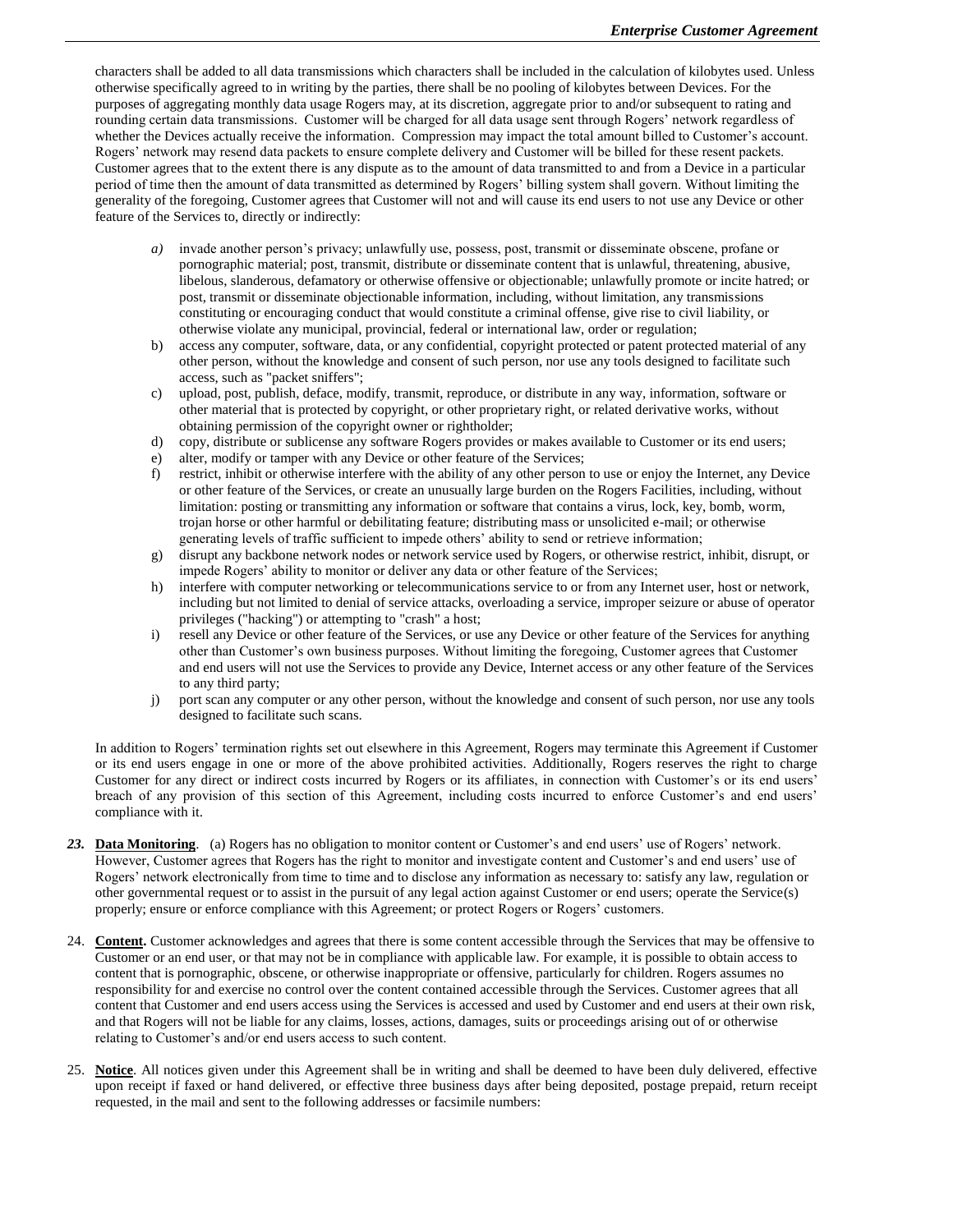characters shall be added to all data transmissions which characters shall be included in the calculation of kilobytes used. Unless otherwise specifically agreed to in writing by the parties, there shall be no pooling of kilobytes between Devices. For the purposes of aggregating monthly data usage Rogers may, at its discretion, aggregate prior to and/or subsequent to rating and rounding certain data transmissions. Customer will be charged for all data usage sent through Rogers' network regardless of whether the Devices actually receive the information. Compression may impact the total amount billed to Customer's account. Rogers' network may resend data packets to ensure complete delivery and Customer will be billed for these resent packets. Customer agrees that to the extent there is any dispute as to the amount of data transmitted to and from a Device in a particular period of time then the amount of data transmitted as determined by Rogers' billing system shall govern. Without limiting the generality of the foregoing, Customer agrees that Customer will not and will cause its end users to not use any Device or other feature of the Services to, directly or indirectly:

*a)* invade another person's privacy; unlawfully use, possess, post, transmit or disseminate obscene, profane or pornographic material; post, transmit, distribute or disseminate content that is unlawful, threatening, abusive, libelous, slanderous, defamatory or otherwise offensive or objectionable; unlawfully promote or incite hatred; or post, transmit or disseminate objectionable information, including, without limitation, any transmissions constituting or encouraging conduct that would constitute a criminal offense, give rise to civil liability, or otherwise violate any municipal, provincial, federal or international law, order or regulation;

b) access any computer, software, data, or any confidential, copyright protected or patent protected material of any other person, without the knowledge and consent of such person, nor use any tools designed to facilitate such access, such as "packet sniffers";

c) upload, post, publish, deface, modify, transmit, reproduce, or distribute in any way, information, software or other material that is protected by copyright, or other proprietary right, or related derivative works, without obtaining permission of the copyright owner or rightholder;

d) copy, distribute or sublicense any software Rogers provides or makes available to Customer or its end users;

e) alter, modify or tamper with any Device or other feature of the Services;

f) restrict, inhibit or otherwise interfere with the ability of any other person to use or enjoy the Internet, any Device or other feature of the Services, or create an unusually large burden on the Rogers Facilities, including, without limitation: posting or transmitting any information or software that contains a virus, lock, key, bomb, worm, trojan horse or other harmful or debilitating feature; distributing mass or unsolicited e-mail; or otherwise generating levels of traffic sufficient to impede others' ability to send or retrieve information;

g) disrupt any backbone network nodes or network service used by Rogers, or otherwise restrict, inhibit, disrupt, or impede Rogers' ability to monitor or deliver any data or other feature of the Services;

h) interfere with computer networking or telecommunications service to or from any Internet user, host or network, including but not limited to denial of service attacks, overloading a service, improper seizure or abuse of operator privileges ("hacking") or attempting to "crash" a host;

i) resell any Device or other feature of the Services, or use any Device or other feature of the Services for anything other than Customer's own business purposes. Without limiting the foregoing, Customer agrees that Customer and end users will not use the Services to provide any Device, Internet access or any other feature of the Services to any third party;

j) port scan any computer or any other person, without the knowledge and consent of such person, nor use any tools designed to facilitate such scans.

In addition to Rogers' termination rights set out elsewhere in this Agreement, Rogers may terminate this Agreement if Customer or its end users engage in one or more of the above prohibited activities. Additionally, Rogers reserves the right to charge Customer for any direct or indirect costs incurred by Rogers or its affiliates, in connection with Customer's or its end users' breach of any provision of this section of this Agreement, including costs incurred to enforce Customer's and end users' compliance with it.

***23.*** **Data Monitoring**. (a) Rogers has no obligation to monitor content or Customer's and end users' use of Rogers' network. However, Customer agrees that Rogers has the right to monitor and investigate content and Customer's and end users' use of Rogers' network electronically from time to time and to disclose any information as necessary to: satisfy any law, regulation or other governmental request or to assist in the pursuit of any legal action against Customer or end users; operate the Service(s) properly; ensure or enforce compliance with this Agreement; or protect Rogers or Rogers' customers.

24. **Content.** Customer acknowledges and agrees that there is some content accessible through the Services that may be offensive to Customer or an end user, or that may not be in compliance with applicable law. For example, it is possible to obtain access to content that is pornographic, obscene, or otherwise inappropriate or offensive, particularly for children. Rogers assumes no responsibility for and exercise no control over the content contained accessible through the Services. Customer agrees that all content that Customer and end users access using the Services is accessed and used by Customer and end users at their own risk, and that Rogers will not be liable for any claims, losses, actions, damages, suits or proceedings arising out of or otherwise relating to Customer's and/or end users access to such content.

25. **Notice**. All notices given under this Agreement shall be in writing and shall be deemed to have been duly delivered, effective upon receipt if faxed or hand delivered, or effective three business days after being deposited, postage prepaid, return receipt requested, in the mail and sent to the following addresses or facsimile numbers: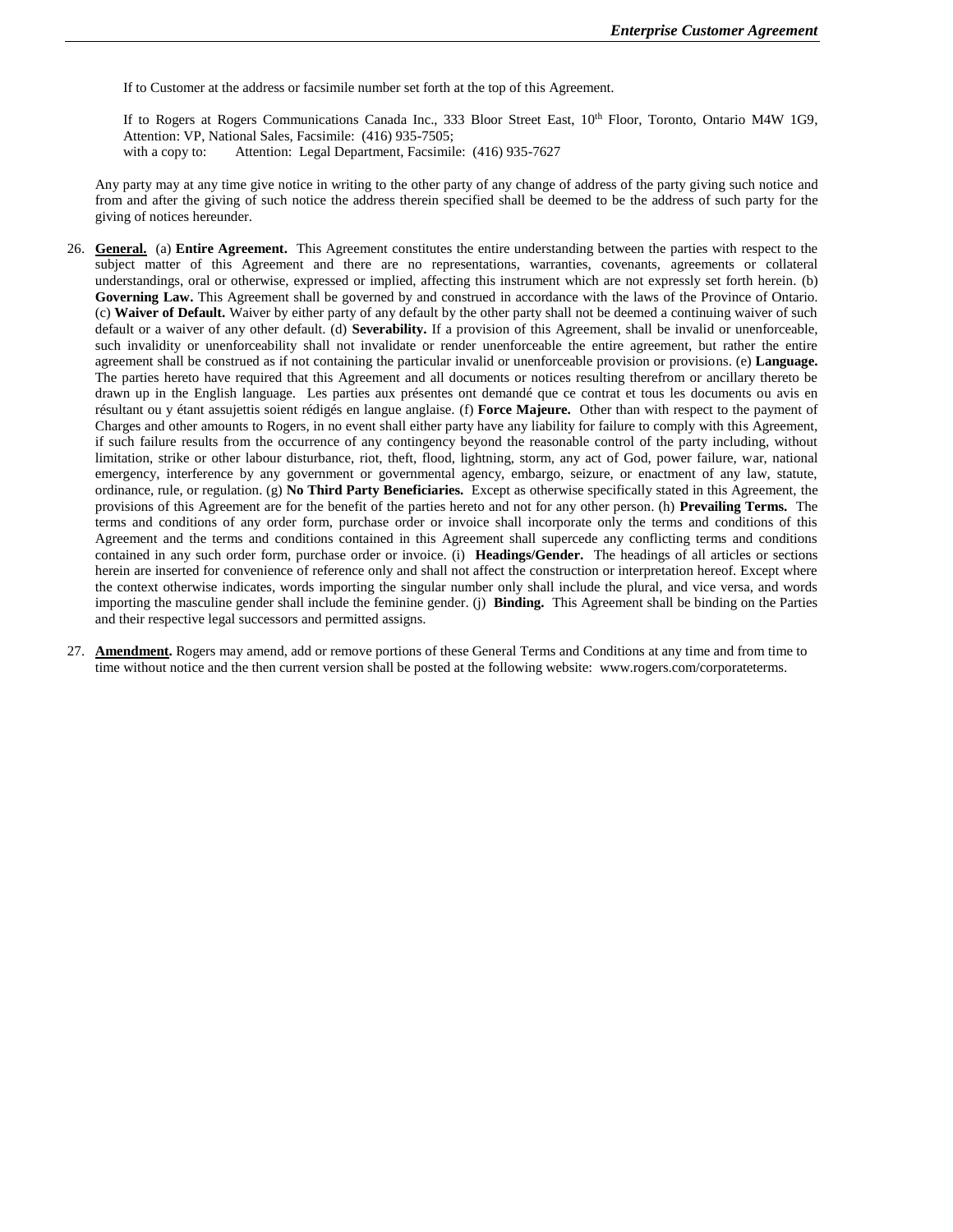If to Customer at the address or facsimile number set forth at the top of this Agreement.

If to Rogers at Rogers Communications Canada Inc., 333 Bloor Street East, 10th Floor, Toronto, Ontario M4W 1G9, Attention: VP, National Sales, Facsimile: (416) 935-7505;
with a copy to: Attention: Legal Department, Facsimile: (416) 935-7627

Any party may at any time give notice in writing to the other party of any change of address of the party giving such notice and from and after the giving of such notice the address therein specified shall be deemed to be the address of such party for the giving of notices hereunder.

26. **General.** (a) **Entire Agreement.** This Agreement constitutes the entire understanding between the parties with respect to the subject matter of this Agreement and there are no representations, warranties, covenants, agreements or collateral understandings, oral or otherwise, expressed or implied, affecting this instrument which are not expressly set forth herein. (b) **Governing Law.** This Agreement shall be governed by and construed in accordance with the laws of the Province of Ontario. (c) **Waiver of Default.** Waiver by either party of any default by the other party shall not be deemed a continuing waiver of such default or a waiver of any other default. (d) **Severability.** If a provision of this Agreement, shall be invalid or unenforceable, such invalidity or unenforceability shall not invalidate or render unenforceable the entire agreement, but rather the entire agreement shall be construed as if not containing the particular invalid or unenforceable provision or provisions. (e) **Language.** The parties hereto have required that this Agreement and all documents or notices resulting therefrom or ancillary thereto be drawn up in the English language. Les parties aux présentes ont demandé que ce contrat et tous les documents ou avis en résultant ou y étant assujettis soient rédigés en langue anglaise. (f) **Force Majeure.** Other than with respect to the payment of Charges and other amounts to Rogers, in no event shall either party have any liability for failure to comply with this Agreement, if such failure results from the occurrence of any contingency beyond the reasonable control of the party including, without limitation, strike or other labour disturbance, riot, theft, flood, lightning, storm, any act of God, power failure, war, national emergency, interference by any government or governmental agency, embargo, seizure, or enactment of any law, statute, ordinance, rule, or regulation. (g) **No Third Party Beneficiaries.** Except as otherwise specifically stated in this Agreement, the provisions of this Agreement are for the benefit of the parties hereto and not for any other person. (h) **Prevailing Terms.** The terms and conditions of any order form, purchase order or invoice shall incorporate only the terms and conditions of this Agreement and the terms and conditions contained in this Agreement shall supercede any conflicting terms and conditions contained in any such order form, purchase order or invoice. (i) **Headings/Gender.** The headings of all articles or sections herein are inserted for convenience of reference only and shall not affect the construction or interpretation hereof. Except where the context otherwise indicates, words importing the singular number only shall include the plural, and vice versa, and words importing the masculine gender shall include the feminine gender. (j) **Binding.** This Agreement shall be binding on the Parties and their respective legal successors and permitted assigns.

27. **Amendment.** Rogers may amend, add or remove portions of these General Terms and Conditions at any time and from time to time without notice and the then current version shall be posted at the following website: www.rogers.com/corporateterms.